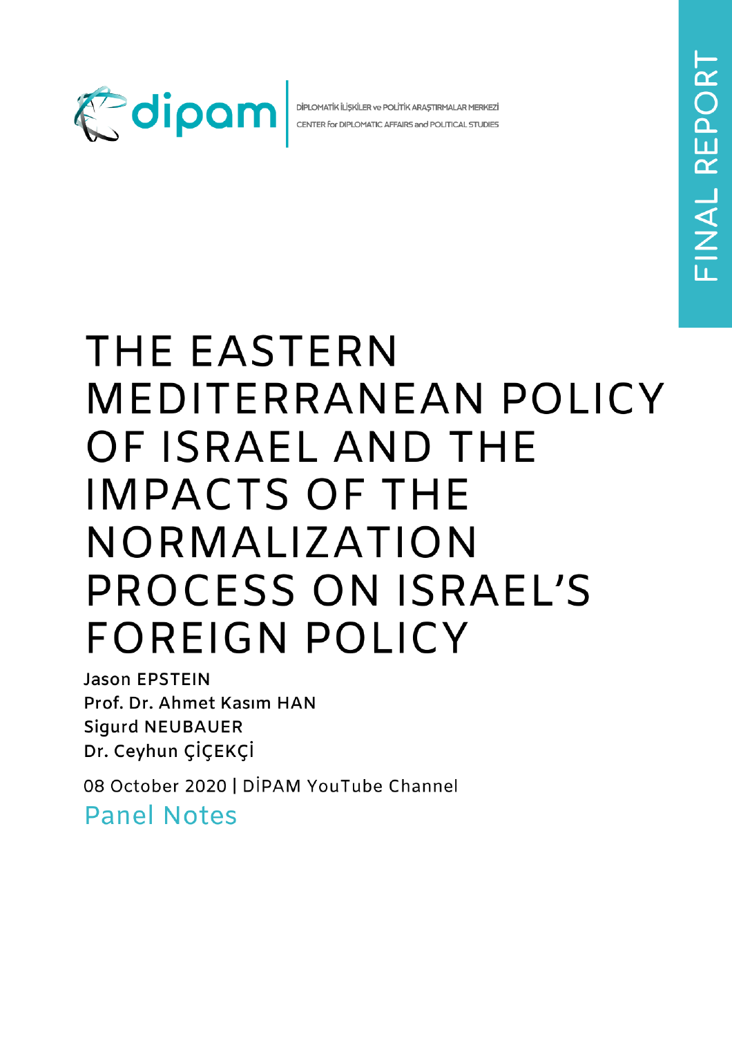DİPLOMATİK İLİŞKİLER ve POLİTİK ARAŞTIRMALAR MERKEZİ
CENTER for DIPLOMATIC AFFAIRS and POLITICAL STUDIES

FINAL REPORT

# THE EASTERN MEDITERRANEAN POLICY OF ISRAEL AND THE IMPACTS OF THE NORMALIZATION PROCESS ON ISRAEL'S FOREIGN POLICY

**Jason EPSTEIN**
**Prof. Dr. Ahmet Kasım HAN**
**Sigurd NEUBAUER**
**Dr. Ceyhun ÇİÇEKÇİ**

08 October 2020 | DİPAM YouTube Channel

Panel Notes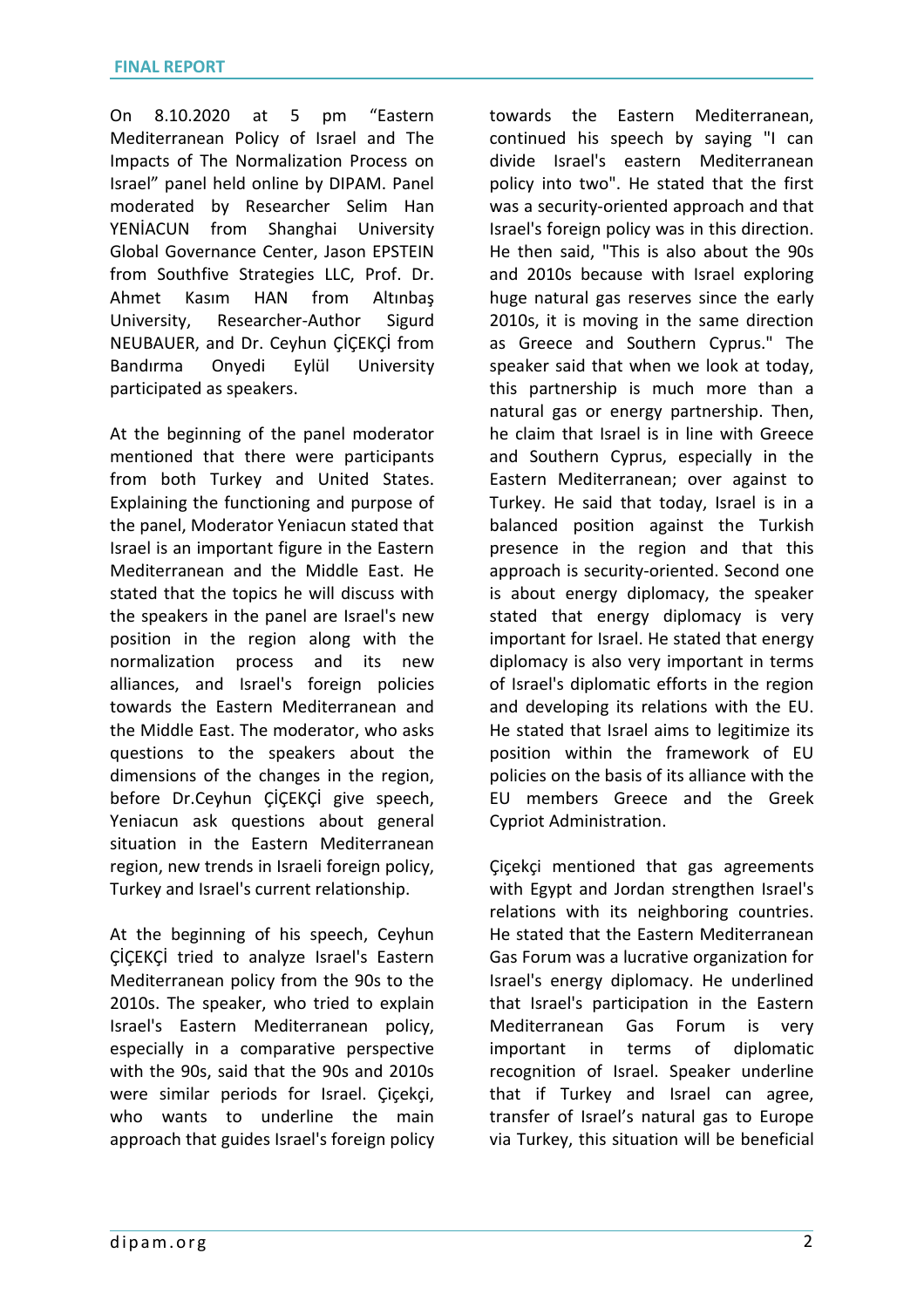On 8.10.2020 at 5 pm "Eastern Mediterranean Policy of Israel and The Impacts of The Normalization Process on Israel" panel held online by DIPAM. Panel moderated by Researcher Selim Han YENİACUN from Shanghai University Global Governance Center, Jason EPSTEIN from Southfive Strategies LLC, Prof. Dr. Ahmet Kasım HAN from Altınbaş University, Researcher-Author Sigurd NEUBAUER, and Dr. Ceyhun ÇİÇEKÇİ from Bandırma Onyedi Eylül University participated as speakers.

At the beginning of the panel moderator mentioned that there were participants from both Turkey and United States. Explaining the functioning and purpose of the panel, Moderator Yeniacun stated that Israel is an important figure in the Eastern Mediterranean and the Middle East. He stated that the topics he will discuss with the speakers in the panel are Israel's new position in the region along with the normalization process and its new alliances, and Israel's foreign policies towards the Eastern Mediterranean and the Middle East. The moderator, who asks questions to the speakers about the dimensions of the changes in the region, before Dr.Ceyhun ÇİÇEKÇİ give speech, Yeniacun ask questions about general situation in the Eastern Mediterranean region, new trends in Israeli foreign policy, Turkey and Israel's current relationship.

At the beginning of his speech, Ceyhun ÇİÇEKÇİ tried to analyze Israel's Eastern Mediterranean policy from the 90s to the 2010s. The speaker, who tried to explain Israel's Eastern Mediterranean policy, especially in a comparative perspective with the 90s, said that the 90s and 2010s were similar periods for Israel. Çiçekçi, who wants to underline the main approach that guides Israel's foreign policy towards the Eastern Mediterranean, continued his speech by saying "I can divide Israel's eastern Mediterranean policy into two". He stated that the first was a security-oriented approach and that Israel's foreign policy was in this direction. He then said, "This is also about the 90s and 2010s because with Israel exploring huge natural gas reserves since the early 2010s, it is moving in the same direction as Greece and Southern Cyprus." The speaker said that when we look at today, this partnership is much more than a natural gas or energy partnership. Then, he claim that Israel is in line with Greece and Southern Cyprus, especially in the Eastern Mediterranean; over against to Turkey. He said that today, Israel is in a balanced position against the Turkish presence in the region and that this approach is security-oriented. Second one is about energy diplomacy, the speaker stated that energy diplomacy is very important for Israel. He stated that energy diplomacy is also very important in terms of Israel's diplomatic efforts in the region and developing its relations with the EU. He stated that Israel aims to legitimize its position within the framework of EU policies on the basis of its alliance with the EU members Greece and the Greek Cypriot Administration.

Çiçekçi mentioned that gas agreements with Egypt and Jordan strengthen Israel's relations with its neighboring countries. He stated that the Eastern Mediterranean Gas Forum was a lucrative organization for Israel's energy diplomacy. He underlined that Israel's participation in the Eastern Mediterranean Gas Forum is very important in terms of diplomatic recognition of Israel. Speaker underline that if Turkey and Israel can agree, transfer of Israel's natural gas to Europe via Turkey, this situation will be beneficial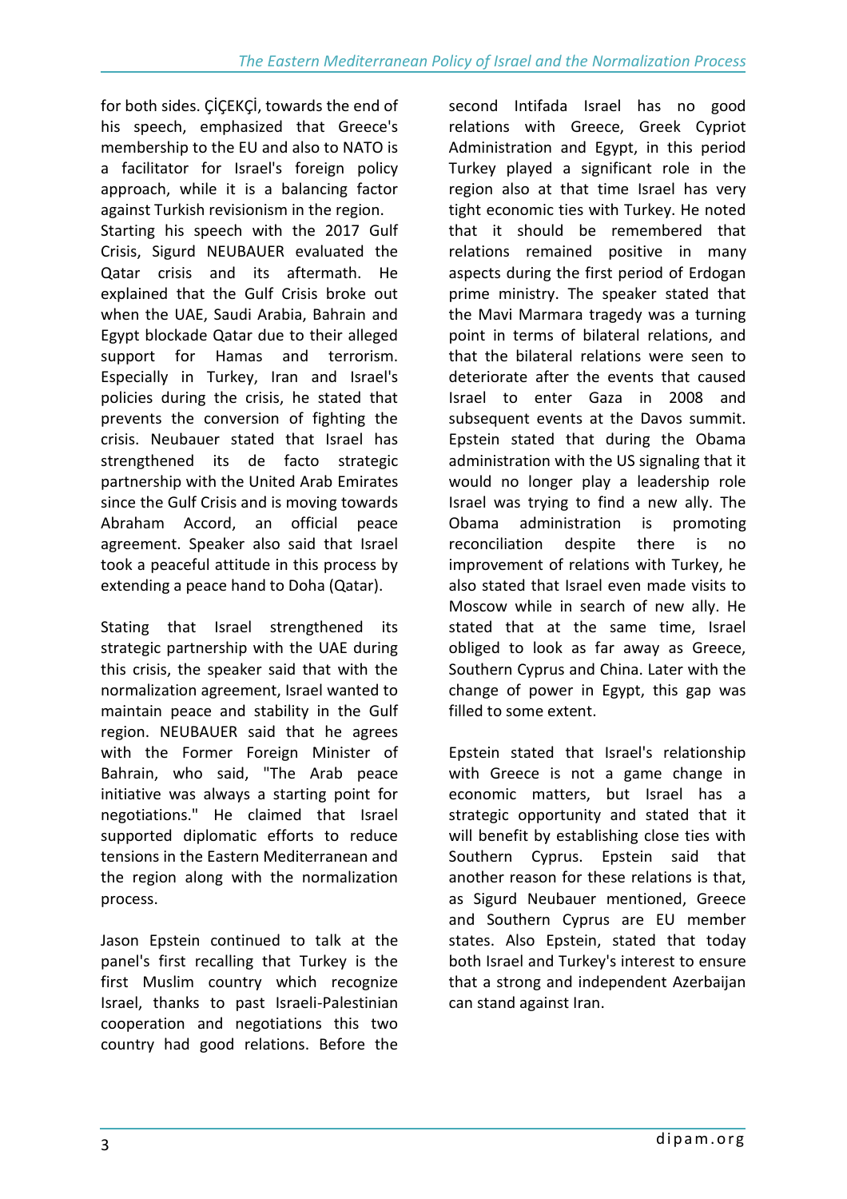for both sides. ÇİÇEKÇİ, towards the end of his speech, emphasized that Greece's membership to the EU and also to NATO is a facilitator for Israel's foreign policy approach, while it is a balancing factor against Turkish revisionism in the region.

Starting his speech with the 2017 Gulf Crisis, Sigurd NEUBAUER evaluated the Qatar crisis and its aftermath. He explained that the Gulf Crisis broke out when the UAE, Saudi Arabia, Bahrain and Egypt blockade Qatar due to their alleged support for Hamas and terrorism. Especially in Turkey, Iran and Israel's policies during the crisis, he stated that prevents the conversion of fighting the crisis. Neubauer stated that Israel has strengthened its de facto strategic partnership with the United Arab Emirates since the Gulf Crisis and is moving towards Abraham Accord, an official peace agreement. Speaker also said that Israel took a peaceful attitude in this process by extending a peace hand to Doha (Qatar).

Stating that Israel strengthened its strategic partnership with the UAE during this crisis, the speaker said that with the normalization agreement, Israel wanted to maintain peace and stability in the Gulf region. NEUBAUER said that he agrees with the Former Foreign Minister of Bahrain, who said, "The Arab peace initiative was always a starting point for negotiations." He claimed that Israel supported diplomatic efforts to reduce tensions in the Eastern Mediterranean and the region along with the normalization process.

Jason Epstein continued to talk at the panel's first recalling that Turkey is the first Muslim country which recognize Israel, thanks to past Israeli-Palestinian cooperation and negotiations this two country had good relations. Before the second Intifada Israel has no good relations with Greece, Greek Cypriot Administration and Egypt, in this period Turkey played a significant role in the region also at that time Israel has very tight economic ties with Turkey. He noted that it should be remembered that relations remained positive in many aspects during the first period of Erdogan prime ministry. The speaker stated that the Mavi Marmara tragedy was a turning point in terms of bilateral relations, and that the bilateral relations were seen to deteriorate after the events that caused Israel to enter Gaza in 2008 and subsequent events at the Davos summit. Epstein stated that during the Obama administration with the US signaling that it would no longer play a leadership role Israel was trying to find a new ally. The Obama administration is promoting reconciliation despite there is no improvement of relations with Turkey, he also stated that Israel even made visits to Moscow while in search of new ally. He stated that at the same time, Israel obliged to look as far away as Greece, Southern Cyprus and China. Later with the change of power in Egypt, this gap was filled to some extent.

Epstein stated that Israel's relationship with Greece is not a game change in economic matters, but Israel has a strategic opportunity and stated that it will benefit by establishing close ties with Southern Cyprus. Epstein said that another reason for these relations is that, as Sigurd Neubauer mentioned, Greece and Southern Cyprus are EU member states. Also Epstein, stated that today both Israel and Turkey's interest to ensure that a strong and independent Azerbaijan can stand against Iran.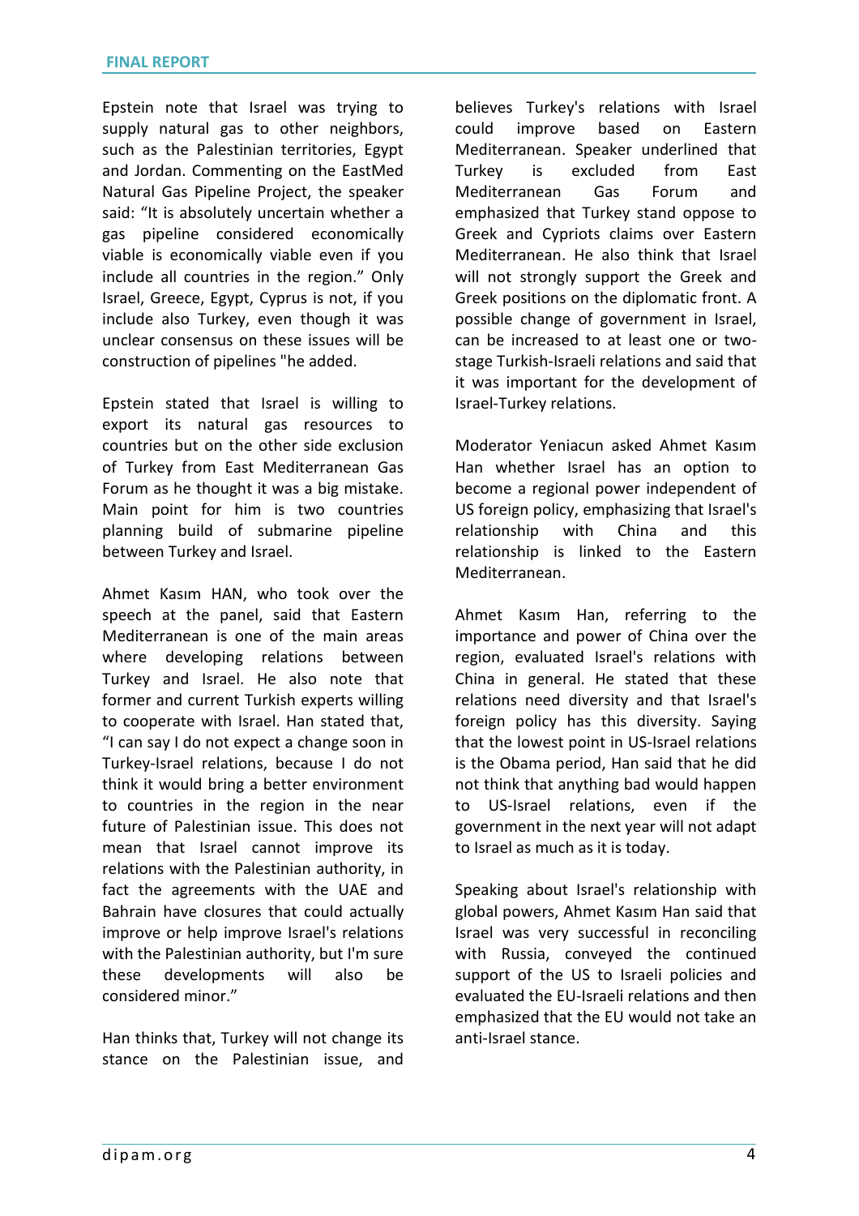Epstein note that Israel was trying to supply natural gas to other neighbors, such as the Palestinian territories, Egypt and Jordan. Commenting on the EastMed Natural Gas Pipeline Project, the speaker said: "It is absolutely uncertain whether a gas pipeline considered economically viable is economically viable even if you include all countries in the region." Only Israel, Greece, Egypt, Cyprus is not, if you include also Turkey, even though it was unclear consensus on these issues will be construction of pipelines "he added.

Epstein stated that Israel is willing to export its natural gas resources to countries but on the other side exclusion of Turkey from East Mediterranean Gas Forum as he thought it was a big mistake. Main point for him is two countries planning build of submarine pipeline between Turkey and Israel.

Ahmet Kasım HAN, who took over the speech at the panel, said that Eastern Mediterranean is one of the main areas where developing relations between Turkey and Israel. He also note that former and current Turkish experts willing to cooperate with Israel. Han stated that, "I can say I do not expect a change soon in Turkey-Israel relations, because I do not think it would bring a better environment to countries in the region in the near future of Palestinian issue. This does not mean that Israel cannot improve its relations with the Palestinian authority, in fact the agreements with the UAE and Bahrain have closures that could actually improve or help improve Israel's relations with the Palestinian authority, but I'm sure these developments will also be considered minor."

Han thinks that, Turkey will not change its stance on the Palestinian issue, and believes Turkey's relations with Israel could improve based on Eastern Mediterranean. Speaker underlined that Turkey is excluded from East Mediterranean Gas Forum and emphasized that Turkey stand oppose to Greek and Cypriots claims over Eastern Mediterranean. He also think that Israel will not strongly support the Greek and Greek positions on the diplomatic front. A possible change of government in Israel, can be increased to at least one or two-stage Turkish-Israeli relations and said that it was important for the development of Israel-Turkey relations.

Moderator Yeniacun asked Ahmet Kasım Han whether Israel has an option to become a regional power independent of US foreign policy, emphasizing that Israel's relationship with China and this relationship is linked to the Eastern Mediterranean.

Ahmet Kasım Han, referring to the importance and power of China over the region, evaluated Israel's relations with China in general. He stated that these relations need diversity and that Israel's foreign policy has this diversity. Saying that the lowest point in US-Israel relations is the Obama period, Han said that he did not think that anything bad would happen to US-Israel relations, even if the government in the next year will not adapt to Israel as much as it is today.

Speaking about Israel's relationship with global powers, Ahmet Kasım Han said that Israel was very successful in reconciling with Russia, conveyed the continued support of the US to Israeli policies and evaluated the EU-Israeli relations and then emphasized that the EU would not take an anti-Israel stance.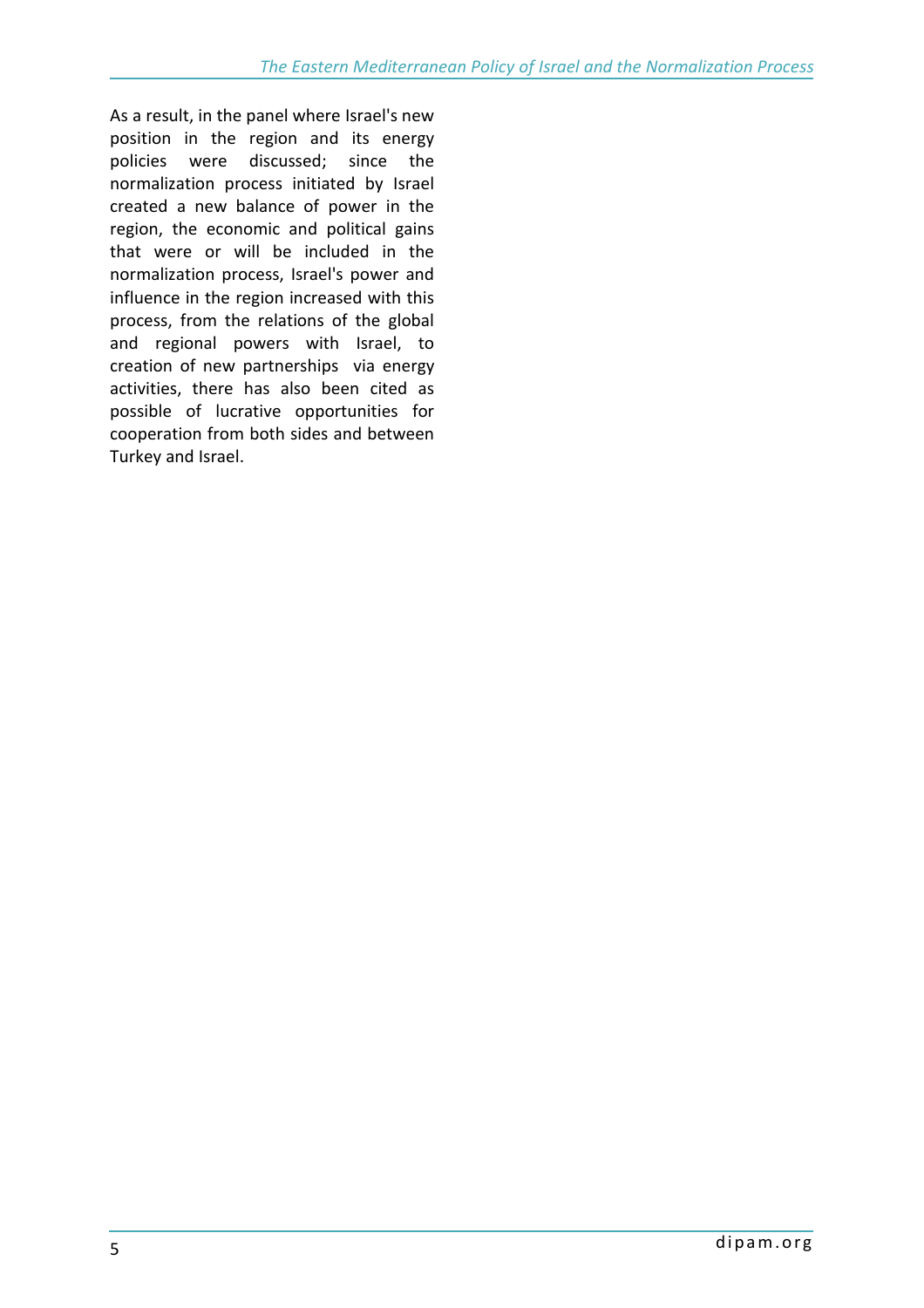As a result, in the panel where Israel's new position in the region and its energy policies were discussed; since the normalization process initiated by Israel created a new balance of power in the region, the economic and political gains that were or will be included in the normalization process, Israel's power and influence in the region increased with this process, from the relations of the global and regional powers with Israel, to creation of new partnerships via energy activities, there has also been cited as possible of lucrative opportunities for cooperation from both sides and between Turkey and Israel.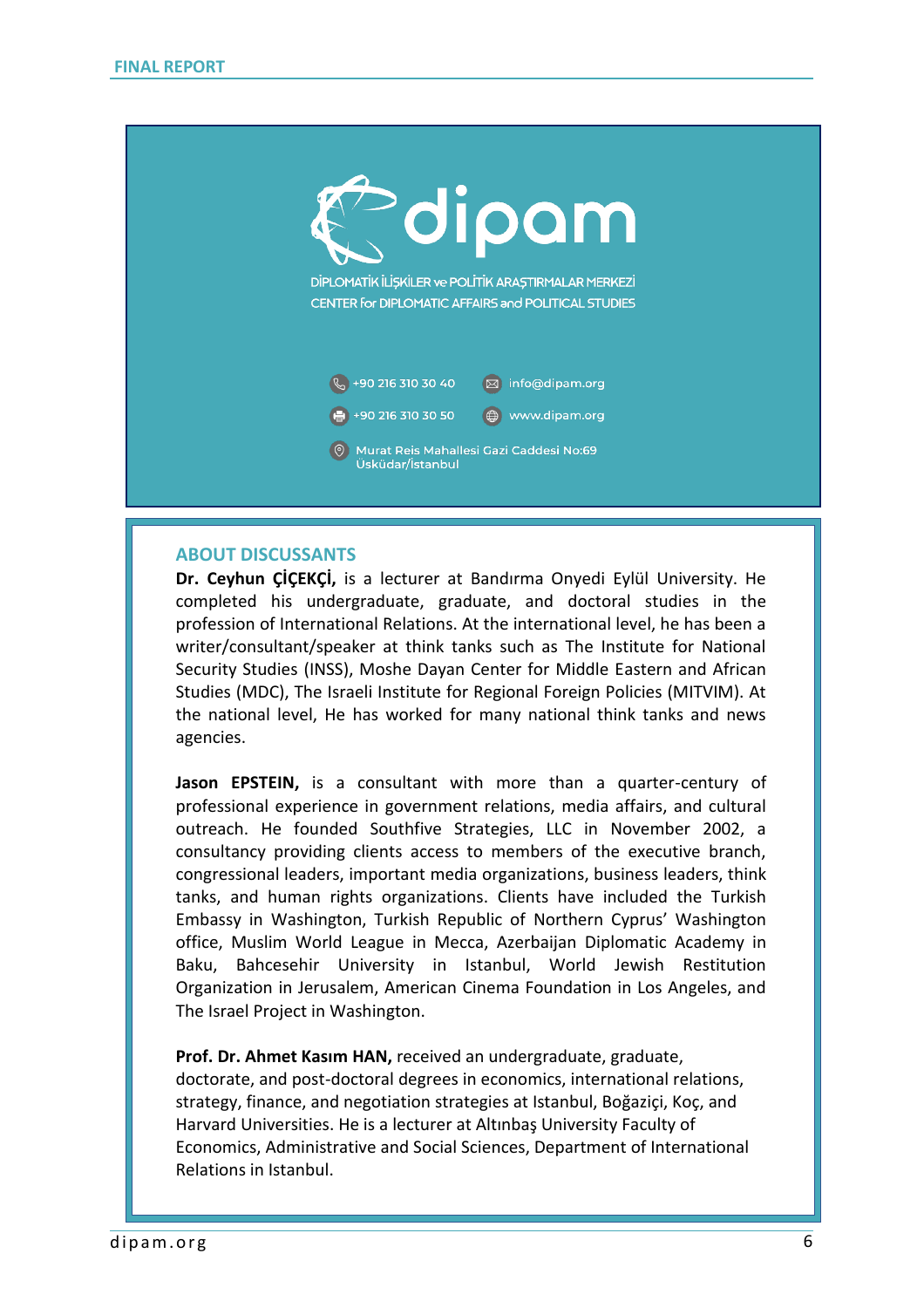dipam

DİPLOMATİK İLİŞKİLER ve POLİTİK ARAŞTIRMALAR MERKEZİ
CENTER for DIPLOMATIC AFFAIRS and POLITICAL STUDIES

+90 216 310 30 40
info@dipam.org
+90 216 310 30 50
www.dipam.org
Murat Reis Mahallesi Gazi Caddesi No:69 Üsküdar/İstanbul

## ABOUT DISCUSSANTS

**Dr. Ceyhun ÇİÇEKÇİ,** is a lecturer at Bandırma Onyedi Eylül University. He completed his undergraduate, graduate, and doctoral studies in the profession of International Relations. At the international level, he has been a writer/consultant/speaker at think tanks such as The Institute for National Security Studies (INSS), Moshe Dayan Center for Middle Eastern and African Studies (MDC), The Israeli Institute for Regional Foreign Policies (MITVIM). At the national level, He has worked for many national think tanks and news agencies.

**Jason EPSTEIN,** is a consultant with more than a quarter-century of professional experience in government relations, media affairs, and cultural outreach. He founded Southfive Strategies, LLC in November 2002, a consultancy providing clients access to members of the executive branch, congressional leaders, important media organizations, business leaders, think tanks, and human rights organizations. Clients have included the Turkish Embassy in Washington, Turkish Republic of Northern Cyprus' Washington office, Muslim World League in Mecca, Azerbaijan Diplomatic Academy in Baku, Bahcesehir University in Istanbul, World Jewish Restitution Organization in Jerusalem, American Cinema Foundation in Los Angeles, and The Israel Project in Washington.

**Prof. Dr. Ahmet Kasım HAN,** received an undergraduate, graduate, doctorate, and post-doctoral degrees in economics, international relations, strategy, finance, and negotiation strategies at Istanbul, Boğaziçi, Koç, and Harvard Universities. He is a lecturer at Altınbaş University Faculty of Economics, Administrative and Social Sciences, Department of International Relations in Istanbul.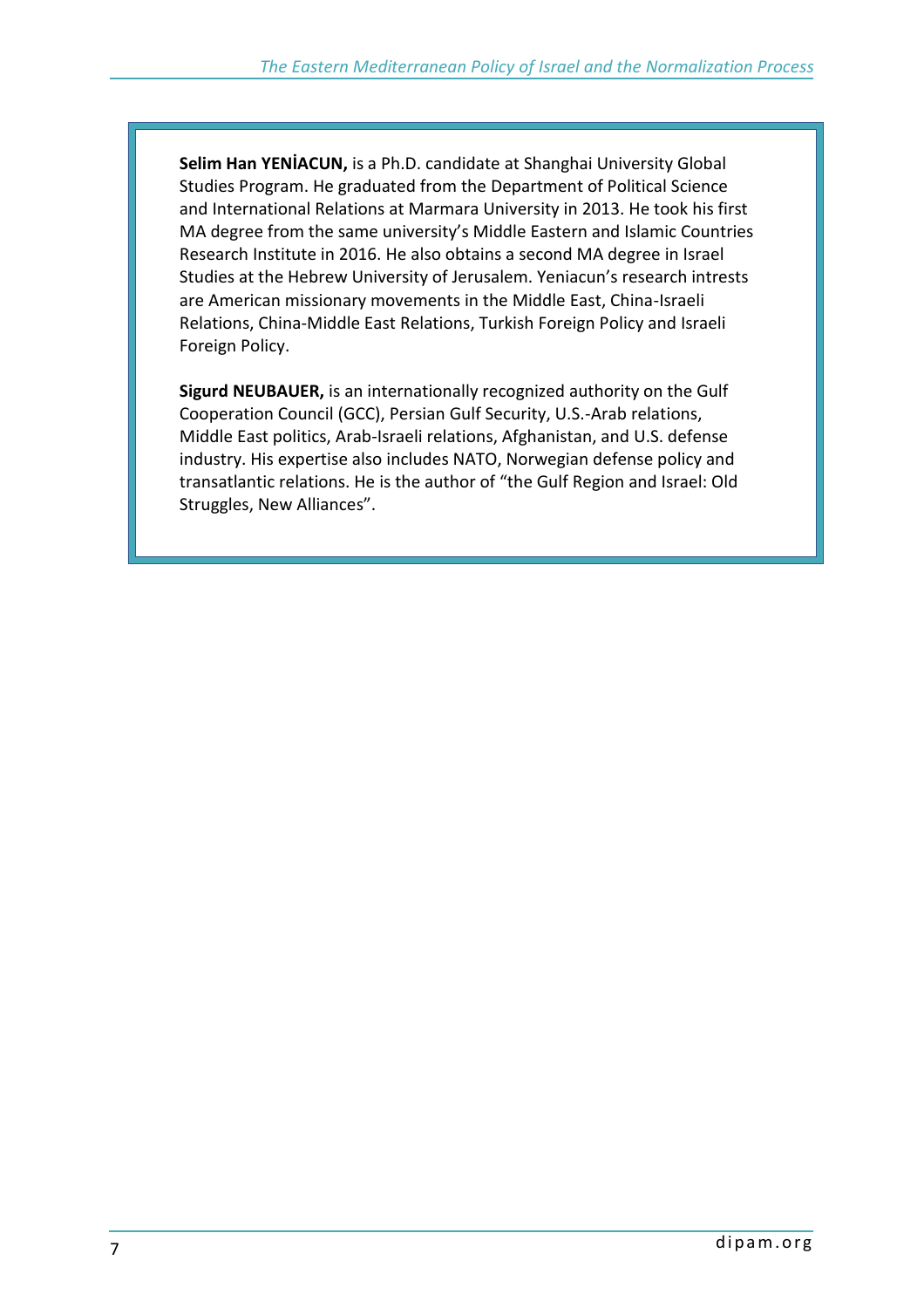**Selim Han YENİACUN,** is a Ph.D. candidate at Shanghai University Global Studies Program. He graduated from the Department of Political Science and International Relations at Marmara University in 2013. He took his first MA degree from the same university's Middle Eastern and Islamic Countries Research Institute in 2016. He also obtains a second MA degree in Israel Studies at the Hebrew University of Jerusalem. Yeniacun's research intrests are American missionary movements in the Middle East, China-Israeli Relations, China-Middle East Relations, Turkish Foreign Policy and Israeli Foreign Policy.

**Sigurd NEUBAUER,** is an internationally recognized authority on the Gulf Cooperation Council (GCC), Persian Gulf Security, U.S.-Arab relations, Middle East politics, Arab-Israeli relations, Afghanistan, and U.S. defense industry. His expertise also includes NATO, Norwegian defense policy and transatlantic relations. He is the author of "the Gulf Region and Israel: Old Struggles, New Alliances".